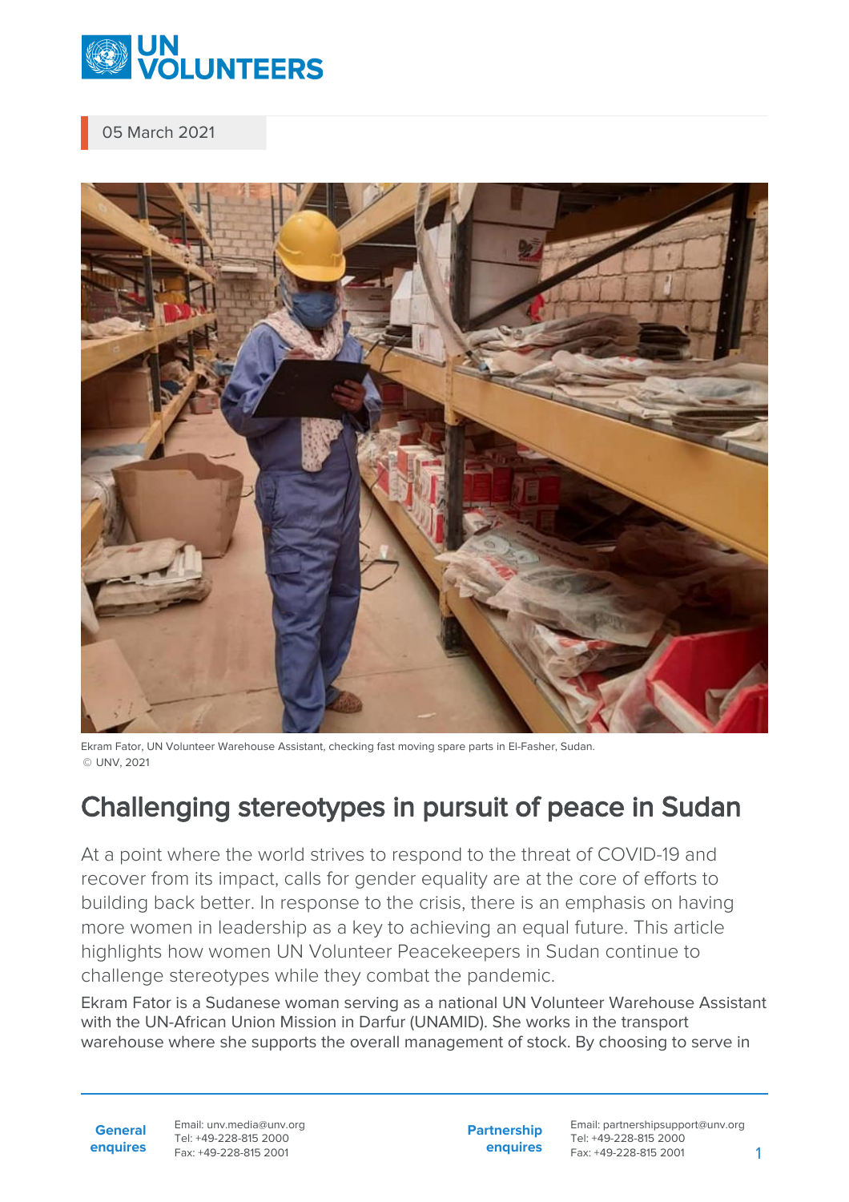05 March 2021

Ekram Fator, UN Volunteer Warehouse Assistant, checking fast moving spare parts in El-Fasher, Sudan.
© UNV, 2021

# Challenging stereotypes in pursuit of peace in Sudan

At a point where the world strives to respond to the threat of COVID-19 and recover from its impact, calls for gender equality are at the core of efforts to building back better. In response to the crisis, there is an emphasis on having more women in leadership as a key to achieving an equal future. This article highlights how women UN Volunteer Peacekeepers in Sudan continue to challenge stereotypes while they combat the pandemic.

Ekram Fator is a Sudanese woman serving as a national UN Volunteer Warehouse Assistant with the UN-African Union Mission in Darfur (UNAMID). She works in the transport warehouse where she supports the overall management of stock. By choosing to serve in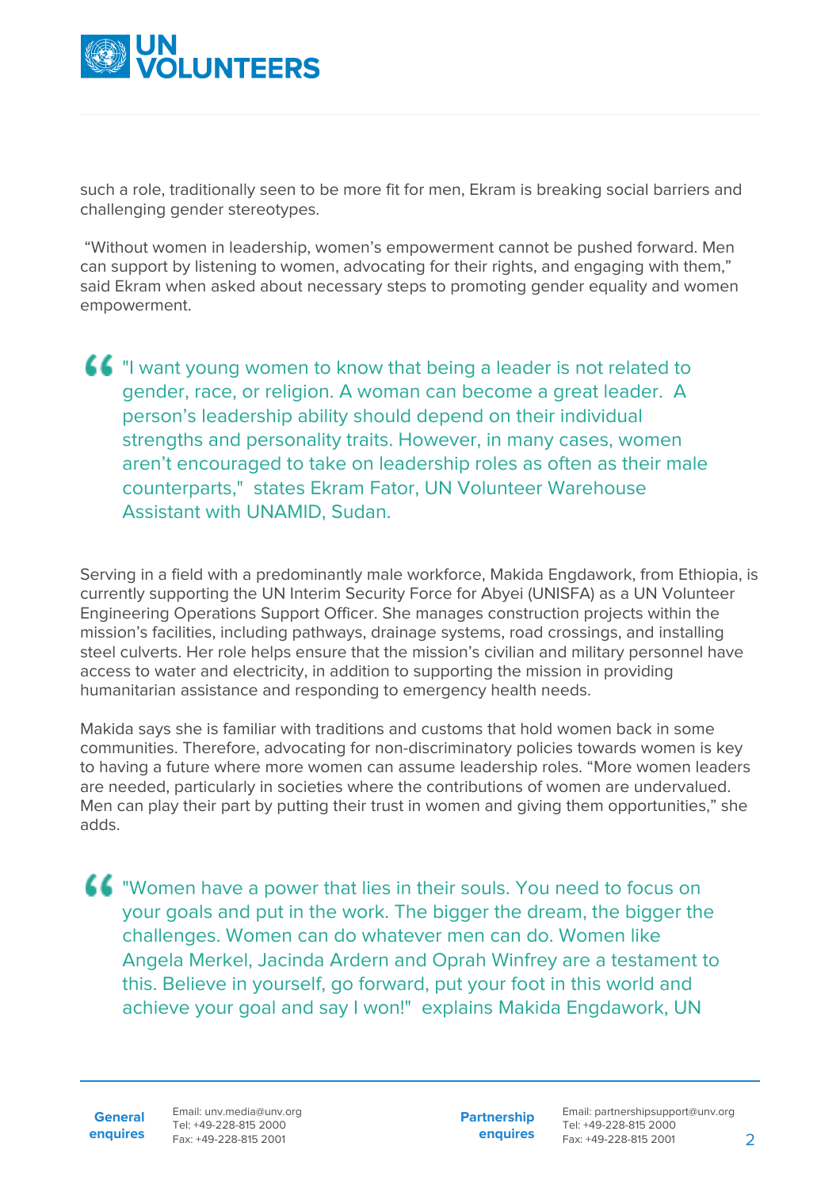such a role, traditionally seen to be more fit for men, Ekram is breaking social barriers and challenging gender stereotypes.

"Without women in leadership, women's empowerment cannot be pushed forward. Men can support by listening to women, advocating for their rights, and engaging with them," said Ekram when asked about necessary steps to promoting gender equality and women empowerment.

> "I want young women to know that being a leader is not related to gender, race, or religion. A woman can become a great leader. A person's leadership ability should depend on their individual strengths and personality traits. However, in many cases, women aren't encouraged to take on leadership roles as often as their male counterparts," states Ekram Fator, UN Volunteer Warehouse Assistant with UNAMID, Sudan.

Serving in a field with a predominantly male workforce, Makida Engdawork, from Ethiopia, is currently supporting the UN Interim Security Force for Abyei (UNISFA) as a UN Volunteer Engineering Operations Support Officer. She manages construction projects within the mission's facilities, including pathways, drainage systems, road crossings, and installing steel culverts. Her role helps ensure that the mission's civilian and military personnel have access to water and electricity, in addition to supporting the mission in providing humanitarian assistance and responding to emergency health needs.

Makida says she is familiar with traditions and customs that hold women back in some communities. Therefore, advocating for non-discriminatory policies towards women is key to having a future where more women can assume leadership roles. "More women leaders are needed, particularly in societies where the contributions of women are undervalued. Men can play their part by putting their trust in women and giving them opportunities," she adds.

> "Women have a power that lies in their souls. You need to focus on your goals and put in the work. The bigger the dream, the bigger the challenges. Women can do whatever men can do. Women like Angela Merkel, Jacinda Ardern and Oprah Winfrey are a testament to this. Believe in yourself, go forward, put your foot in this world and achieve your goal and say I won!" explains Makida Engdawork, UN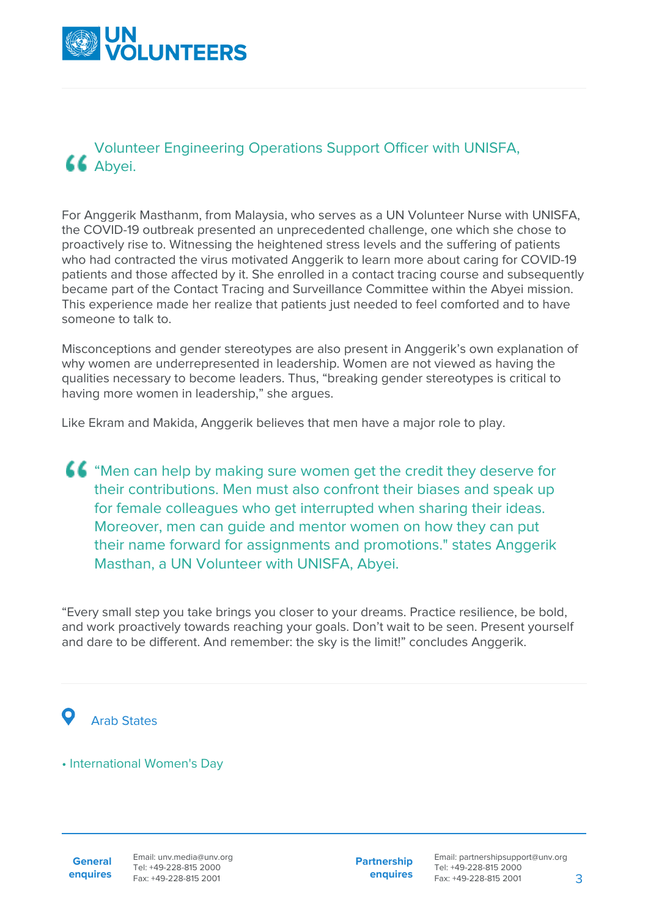> Volunteer Engineering Operations Support Officer with UNISFA, Abyei.

For Anggerik Masthanm, from Malaysia, who serves as a UN Volunteer Nurse with UNISFA, the COVID-19 outbreak presented an unprecedented challenge, one which she chose to proactively rise to. Witnessing the heightened stress levels and the suffering of patients who had contracted the virus motivated Anggerik to learn more about caring for COVID-19 patients and those affected by it. She enrolled in a contact tracing course and subsequently became part of the Contact Tracing and Surveillance Committee within the Abyei mission. This experience made her realize that patients just needed to feel comforted and to have someone to talk to.

Misconceptions and gender stereotypes are also present in Anggerik's own explanation of why women are underrepresented in leadership. Women are not viewed as having the qualities necessary to become leaders. Thus, "breaking gender stereotypes is critical to having more women in leadership," she argues.

Like Ekram and Makida, Anggerik believes that men have a major role to play.

> "Men can help by making sure women get the credit they deserve for their contributions. Men must also confront their biases and speak up for female colleagues who get interrupted when sharing their ideas. Moreover, men can guide and mentor women on how they can put their name forward for assignments and promotions." states Anggerik Masthan, a UN Volunteer with UNISFA, Abyei.

"Every small step you take brings you closer to your dreams. Practice resilience, be bold, and work proactively towards reaching your goals. Don't wait to be seen. Present yourself and dare to be different. And remember: the sky is the limit!" concludes Anggerik.

Arab States

- International Women's Day

**General enquires**
Email: unv.media@unv.org
Tel: +49-228-815 2000
Fax: +49-228-815 2001

**Partnership enquires**
Email: partnershipsupport@unv.org
Tel: +49-228-815 2000
Fax: +49-228-815 2001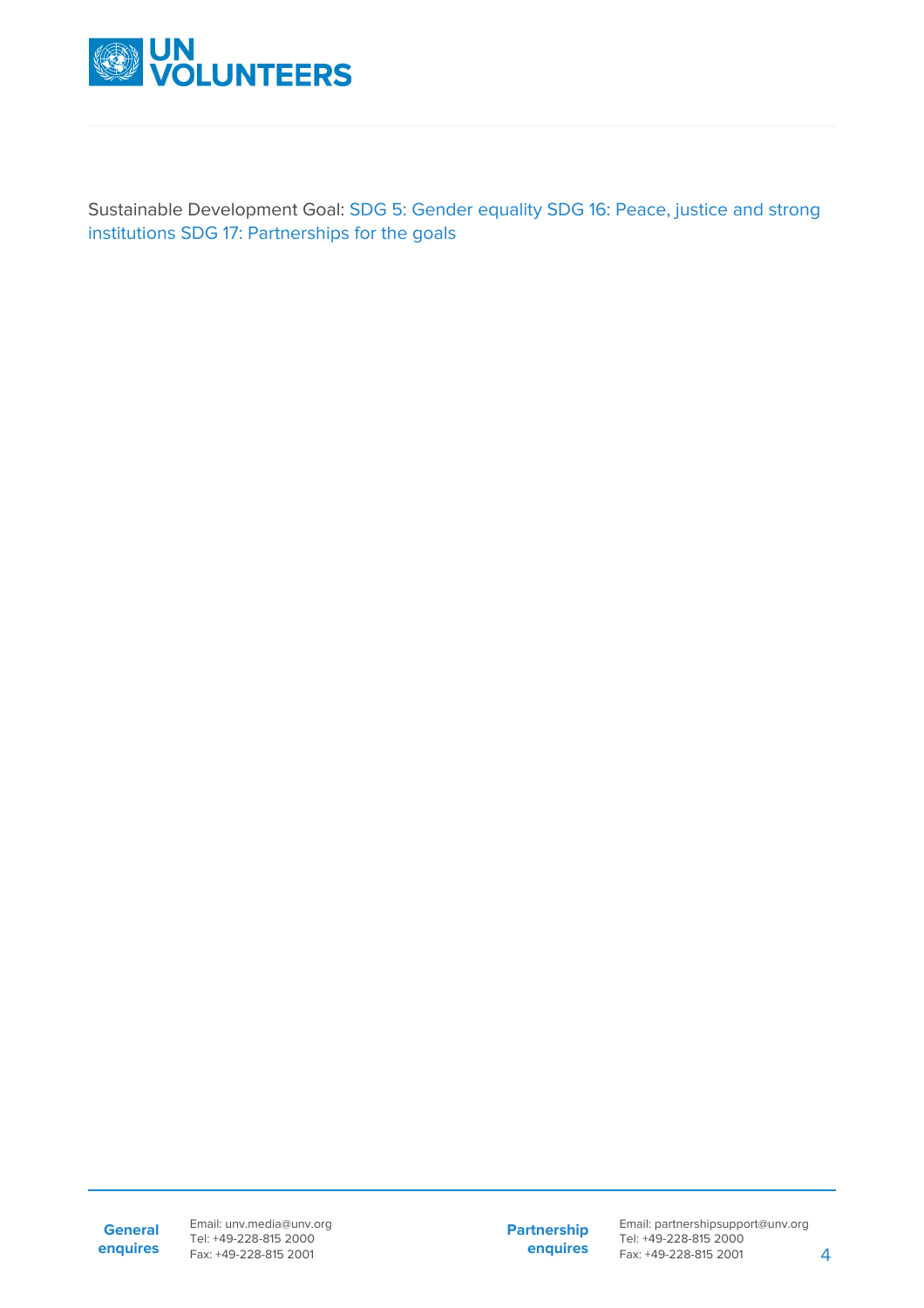Sustainable Development Goal: SDG 5: Gender equality SDG 16: Peace, justice and strong institutions SDG 17: Partnerships for the goals